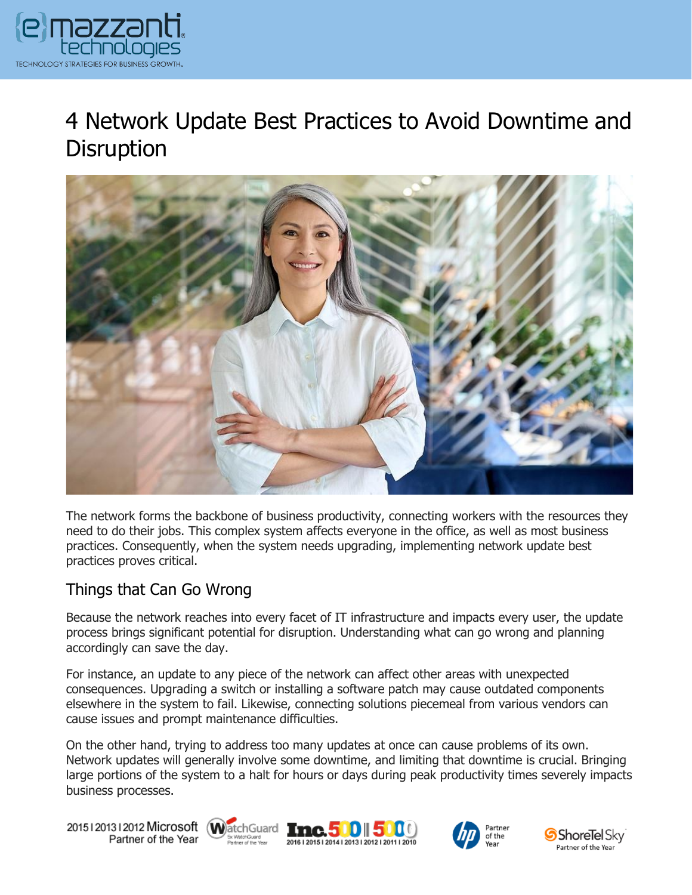# 4 Network Update Best Practices to Avoid Downtime and Disruption

The network forms the backbone of business productivity, connecting workers with the resources they need to do their jobs. This complex system affects everyone in the office, as well as most business practices. Consequently, when the system needs upgrading, implementing network update best practices proves critical.

## Things that Can Go Wrong

Because the network reaches into every facet of IT infrastructure and impacts every user, the update process brings significant potential for disruption. Understanding what can go wrong and planning accordingly can save the day.

For instance, an update to any piece of the network can affect other areas with unexpected consequences. Upgrading a switch or installing a software patch may cause outdated components elsewhere in the system to fail. Likewise, connecting solutions piecemeal from various vendors can cause issues and prompt maintenance difficulties.

On the other hand, trying to address too many updates at once can cause problems of its own. Network updates will generally involve some downtime, and limiting that downtime is crucial. Bringing large portions of the system to a halt for hours or days during peak productivity times severely impacts business processes.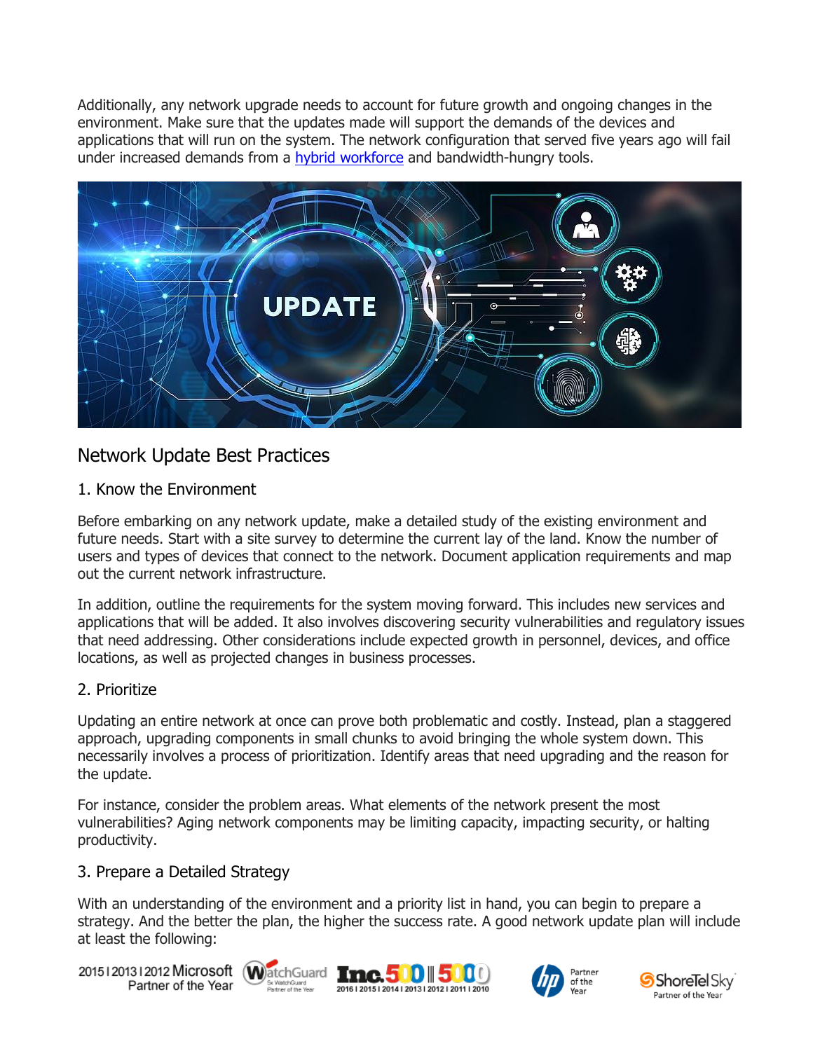Additionally, any network upgrade needs to account for future growth and ongoing changes in the environment. Make sure that the updates made will support the demands of the devices and applications that will run on the system. The network configuration that served five years ago will fail under increased demands from a [hybrid workforce]() and bandwidth-hungry tools.

## Network Update Best Practices

### 1. Know the Environment

Before embarking on any network update, make a detailed study of the existing environment and future needs. Start with a site survey to determine the current lay of the land. Know the number of users and types of devices that connect to the network. Document application requirements and map out the current network infrastructure.

In addition, outline the requirements for the system moving forward. This includes new services and applications that will be added. It also involves discovering security vulnerabilities and regulatory issues that need addressing. Other considerations include expected growth in personnel, devices, and office locations, as well as projected changes in business processes.

### 2. Prioritize

Updating an entire network at once can prove both problematic and costly. Instead, plan a staggered approach, upgrading components in small chunks to avoid bringing the whole system down. This necessarily involves a process of prioritization. Identify areas that need upgrading and the reason for the update.

For instance, consider the problem areas. What elements of the network present the most vulnerabilities? Aging network components may be limiting capacity, impacting security, or halting productivity.

### 3. Prepare a Detailed Strategy

With an understanding of the environment and a priority list in hand, you can begin to prepare a strategy. And the better the plan, the higher the success rate. A good network update plan will include at least the following: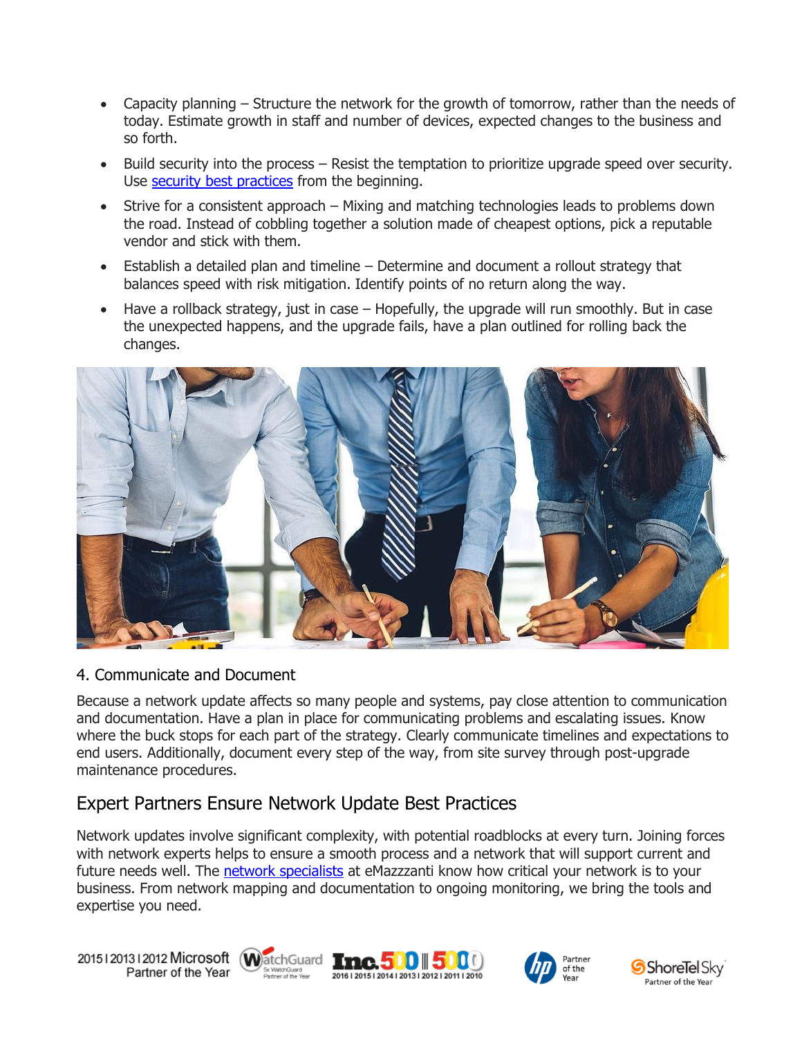- Capacity planning – Structure the network for the growth of tomorrow, rather than the needs of today. Estimate growth in staff and number of devices, expected changes to the business and so forth.
- Build security into the process – Resist the temptation to prioritize upgrade speed over security. Use security best practices from the beginning.
- Strive for a consistent approach – Mixing and matching technologies leads to problems down the road. Instead of cobbling together a solution made of cheapest options, pick a reputable vendor and stick with them.
- Establish a detailed plan and timeline – Determine and document a rollout strategy that balances speed with risk mitigation. Identify points of no return along the way.
- Have a rollback strategy, just in case – Hopefully, the upgrade will run smoothly. But in case the unexpected happens, and the upgrade fails, have a plan outlined for rolling back the changes.

### 4. Communicate and Document

Because a network update affects so many people and systems, pay close attention to communication and documentation. Have a plan in place for communicating problems and escalating issues. Know where the buck stops for each part of the strategy. Clearly communicate timelines and expectations to end users. Additionally, document every step of the way, from site survey through post-upgrade maintenance procedures.

## Expert Partners Ensure Network Update Best Practices

Network updates involve significant complexity, with potential roadblocks at every turn. Joining forces with network experts helps to ensure a smooth process and a network that will support current and future needs well. The network specialists at eMazzzanti know how critical your network is to your business. From network mapping and documentation to ongoing monitoring, we bring the tools and expertise you need.

2015 I 2013 I 2012 Microsoft Partner of the Year

WatchGuard 5x WatchGuard Partner of the Year

Inc. 500 | 5000 2016 I 2015 I 2014 I 2013 I 2012 I 2011 I 2010

hp Partner of the Year

ShoreTel Sky Partner of the Year